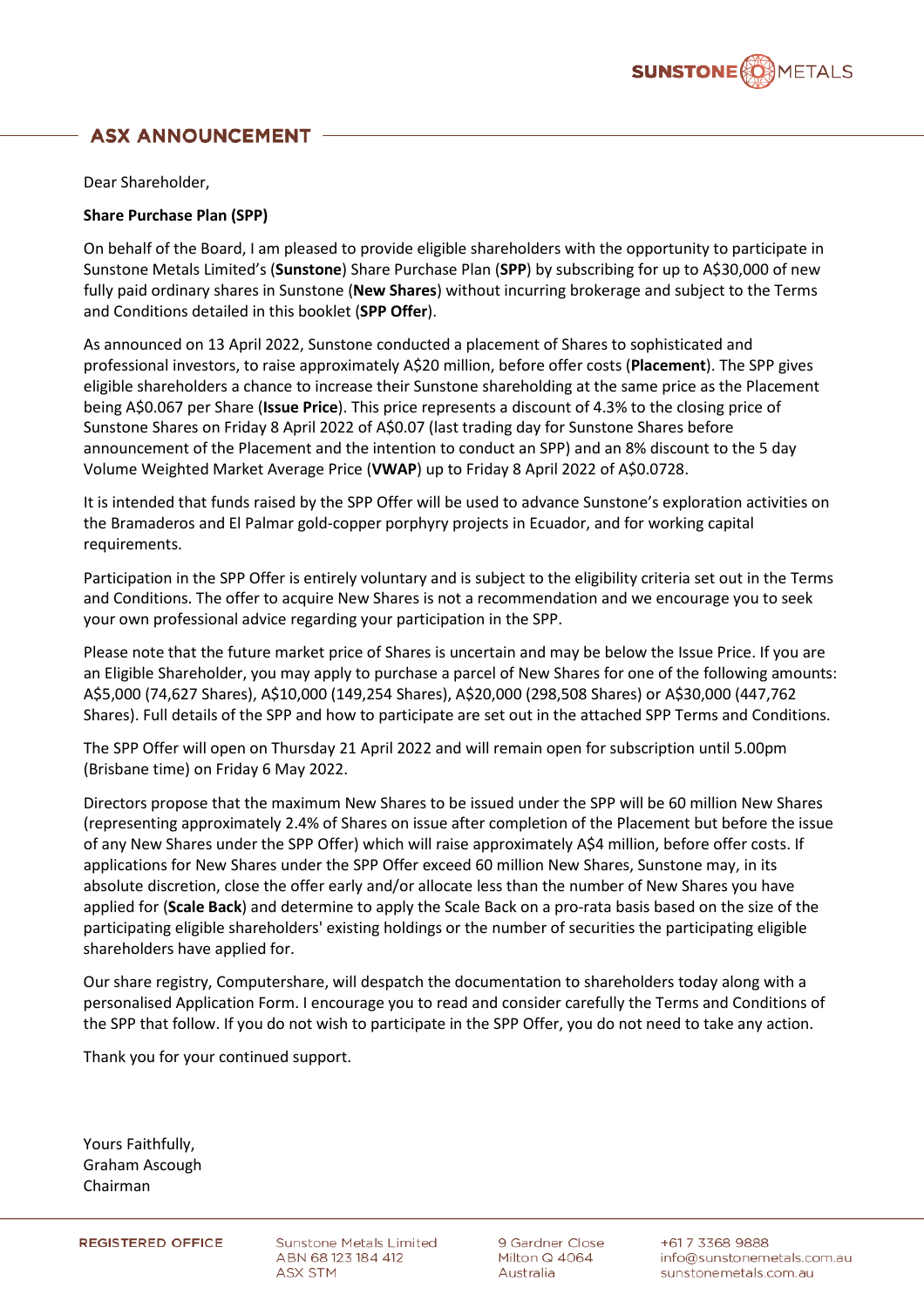# ASX ANNOUNCEMENT

Dear Shareholder,

**Share Purchase Plan (SPP)**

On behalf of the Board, I am pleased to provide eligible shareholders with the opportunity to participate in Sunstone Metals Limited's (**Sunstone**) Share Purchase Plan (**SPP**) by subscribing for up to A$30,000 of new fully paid ordinary shares in Sunstone (**New Shares**) without incurring brokerage and subject to the Terms and Conditions detailed in this booklet (**SPP Offer**).

As announced on 13 April 2022, Sunstone conducted a placement of Shares to sophisticated and professional investors, to raise approximately A$20 million, before offer costs (**Placement**). The SPP gives eligible shareholders a chance to increase their Sunstone shareholding at the same price as the Placement being A$0.067 per Share (**Issue Price**). This price represents a discount of 4.3% to the closing price of Sunstone Shares on Friday 8 April 2022 of A$0.07 (last trading day for Sunstone Shares before announcement of the Placement and the intention to conduct an SPP) and an 8% discount to the 5 day Volume Weighted Market Average Price (**VWAP**) up to Friday 8 April 2022 of A$0.0728.

It is intended that funds raised by the SPP Offer will be used to advance Sunstone's exploration activities on the Bramaderos and El Palmar gold-copper porphyry projects in Ecuador, and for working capital requirements.

Participation in the SPP Offer is entirely voluntary and is subject to the eligibility criteria set out in the Terms and Conditions. The offer to acquire New Shares is not a recommendation and we encourage you to seek your own professional advice regarding your participation in the SPP.

Please note that the future market price of Shares is uncertain and may be below the Issue Price. If you are an Eligible Shareholder, you may apply to purchase a parcel of New Shares for one of the following amounts: A$5,000 (74,627 Shares), A$10,000 (149,254 Shares), A$20,000 (298,508 Shares) or A$30,000 (447,762 Shares). Full details of the SPP and how to participate are set out in the attached SPP Terms and Conditions.

The SPP Offer will open on Thursday 21 April 2022 and will remain open for subscription until 5.00pm (Brisbane time) on Friday 6 May 2022.

Directors propose that the maximum New Shares to be issued under the SPP will be 60 million New Shares (representing approximately 2.4% of Shares on issue after completion of the Placement but before the issue of any New Shares under the SPP Offer) which will raise approximately A$4 million, before offer costs. If applications for New Shares under the SPP Offer exceed 60 million New Shares, Sunstone may, in its absolute discretion, close the offer early and/or allocate less than the number of New Shares you have applied for (**Scale Back**) and determine to apply the Scale Back on a pro-rata basis based on the size of the participating eligible shareholders' existing holdings or the number of securities the participating eligible shareholders have applied for.

Our share registry, Computershare, will despatch the documentation to shareholders today along with a personalised Application Form. I encourage you to read and consider carefully the Terms and Conditions of the SPP that follow. If you do not wish to participate in the SPP Offer, you do not need to take any action.

Thank you for your continued support.

Yours Faithfully,
Graham Ascough
Chairman

REGISTERED OFFICE

Sunstone Metals Limited
ABN 68 123 184 412
ASX STM

9 Gardner Close
Milton Q 4064
Australia

+61 7 3368 9888
info@sunstonemetals.com.au
sunstonemetals.com.au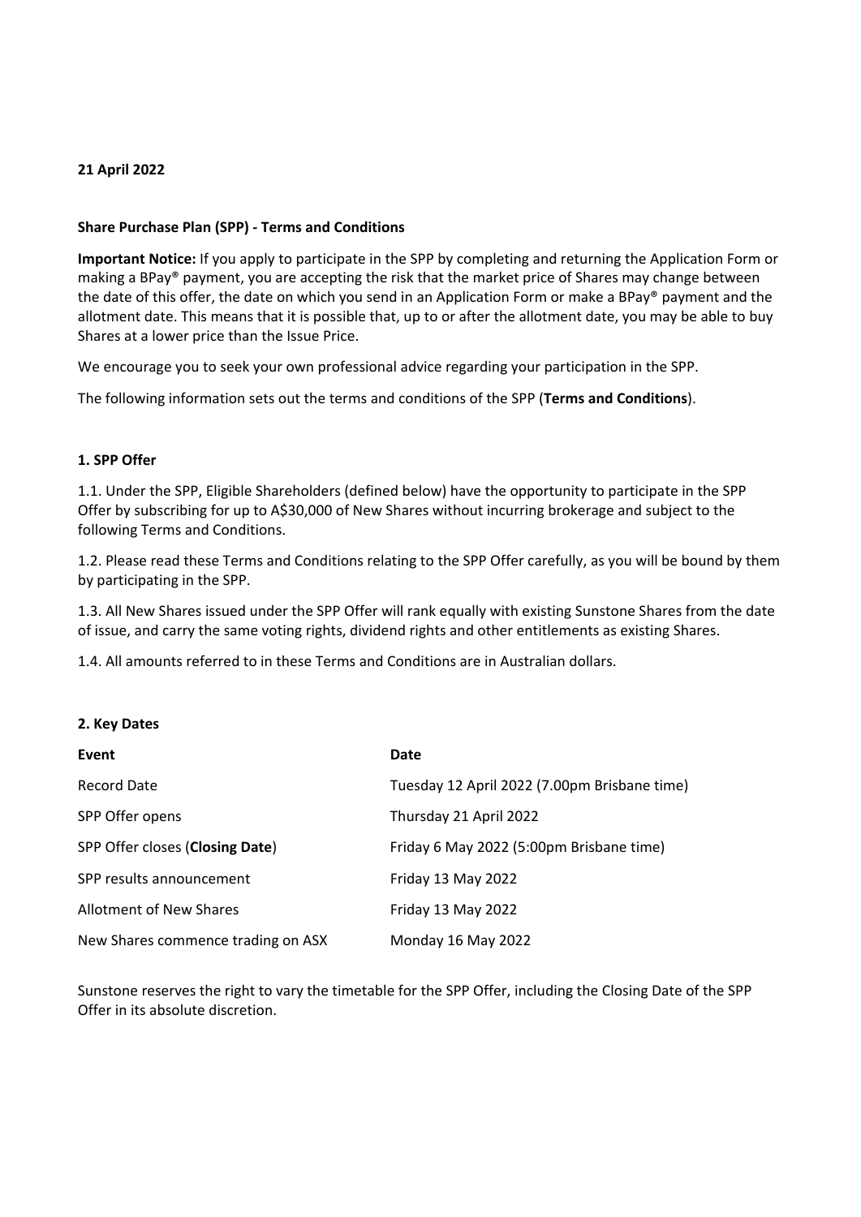**21 April 2022**

**Share Purchase Plan (SPP) - Terms and Conditions**

**Important Notice:** If you apply to participate in the SPP by completing and returning the Application Form or making a BPay® payment, you are accepting the risk that the market price of Shares may change between the date of this offer, the date on which you send in an Application Form or make a BPay® payment and the allotment date. This means that it is possible that, up to or after the allotment date, you may be able to buy Shares at a lower price than the Issue Price.

We encourage you to seek your own professional advice regarding your participation in the SPP.

The following information sets out the terms and conditions of the SPP (**Terms and Conditions**).

**1. SPP Offer**

1.1. Under the SPP, Eligible Shareholders (defined below) have the opportunity to participate in the SPP Offer by subscribing for up to A$30,000 of New Shares without incurring brokerage and subject to the following Terms and Conditions.

1.2. Please read these Terms and Conditions relating to the SPP Offer carefully, as you will be bound by them by participating in the SPP.

1.3. All New Shares issued under the SPP Offer will rank equally with existing Sunstone Shares from the date of issue, and carry the same voting rights, dividend rights and other entitlements as existing Shares.

1.4. All amounts referred to in these Terms and Conditions are in Australian dollars.

**2. Key Dates**

| **Event** | **Date** |
|---|---|
| Record Date | Tuesday 12 April 2022 (7.00pm Brisbane time) |
| SPP Offer opens | Thursday 21 April 2022 |
| SPP Offer closes (**Closing Date**) | Friday 6 May 2022 (5:00pm Brisbane time) |
| SPP results announcement | Friday 13 May 2022 |
| Allotment of New Shares | Friday 13 May 2022 |
| New Shares commence trading on ASX | Monday 16 May 2022 |

Sunstone reserves the right to vary the timetable for the SPP Offer, including the Closing Date of the SPP Offer in its absolute discretion.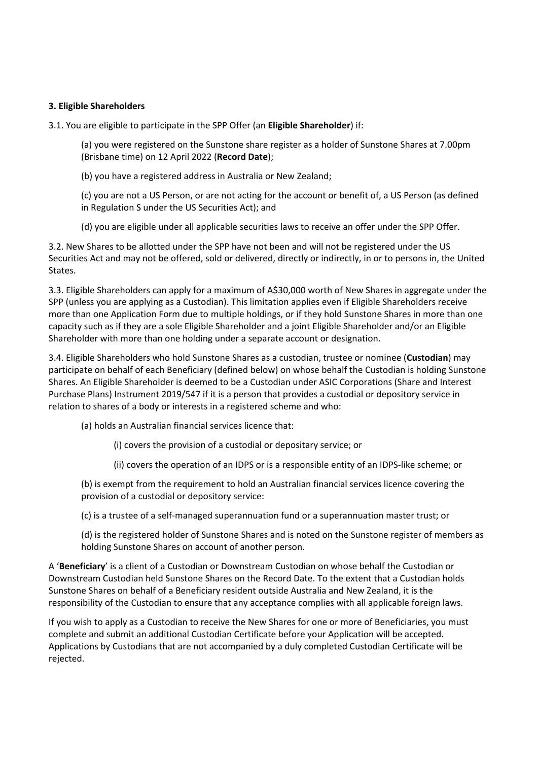**3. Eligible Shareholders**

3.1. You are eligible to participate in the SPP Offer (an **Eligible Shareholder**) if:

(a) you were registered on the Sunstone share register as a holder of Sunstone Shares at 7.00pm (Brisbane time) on 12 April 2022 (**Record Date**);

(b) you have a registered address in Australia or New Zealand;

(c) you are not a US Person, or are not acting for the account or benefit of, a US Person (as defined in Regulation S under the US Securities Act); and

(d) you are eligible under all applicable securities laws to receive an offer under the SPP Offer.

3.2. New Shares to be allotted under the SPP have not been and will not be registered under the US Securities Act and may not be offered, sold or delivered, directly or indirectly, in or to persons in, the United States.

3.3. Eligible Shareholders can apply for a maximum of A$30,000 worth of New Shares in aggregate under the SPP (unless you are applying as a Custodian). This limitation applies even if Eligible Shareholders receive more than one Application Form due to multiple holdings, or if they hold Sunstone Shares in more than one capacity such as if they are a sole Eligible Shareholder and a joint Eligible Shareholder and/or an Eligible Shareholder with more than one holding under a separate account or designation.

3.4. Eligible Shareholders who hold Sunstone Shares as a custodian, trustee or nominee (**Custodian**) may participate on behalf of each Beneficiary (defined below) on whose behalf the Custodian is holding Sunstone Shares. An Eligible Shareholder is deemed to be a Custodian under ASIC Corporations (Share and Interest Purchase Plans) Instrument 2019/547 if it is a person that provides a custodial or depository service in relation to shares of a body or interests in a registered scheme and who:

(a) holds an Australian financial services licence that:

(i) covers the provision of a custodial or depositary service; or

(ii) covers the operation of an IDPS or is a responsible entity of an IDPS-like scheme; or

(b) is exempt from the requirement to hold an Australian financial services licence covering the provision of a custodial or depository service:

(c) is a trustee of a self-managed superannuation fund or a superannuation master trust; or

(d) is the registered holder of Sunstone Shares and is noted on the Sunstone register of members as holding Sunstone Shares on account of another person.

A '**Beneficiary**' is a client of a Custodian or Downstream Custodian on whose behalf the Custodian or Downstream Custodian held Sunstone Shares on the Record Date. To the extent that a Custodian holds Sunstone Shares on behalf of a Beneficiary resident outside Australia and New Zealand, it is the responsibility of the Custodian to ensure that any acceptance complies with all applicable foreign laws.

If you wish to apply as a Custodian to receive the New Shares for one or more of Beneficiaries, you must complete and submit an additional Custodian Certificate before your Application will be accepted. Applications by Custodians that are not accompanied by a duly completed Custodian Certificate will be rejected.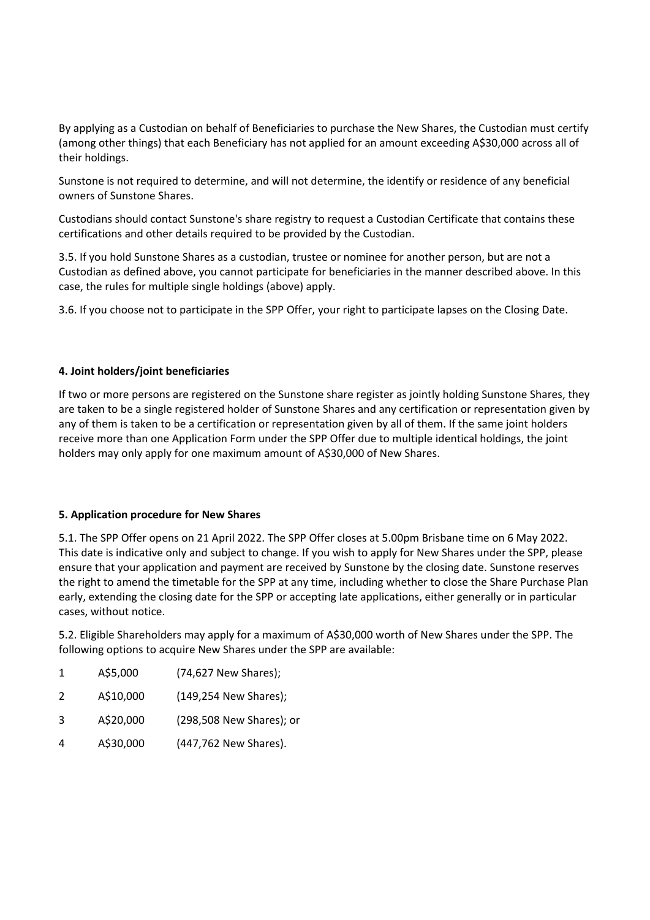By applying as a Custodian on behalf of Beneficiaries to purchase the New Shares, the Custodian must certify (among other things) that each Beneficiary has not applied for an amount exceeding A$30,000 across all of their holdings.

Sunstone is not required to determine, and will not determine, the identify or residence of any beneficial owners of Sunstone Shares.

Custodians should contact Sunstone's share registry to request a Custodian Certificate that contains these certifications and other details required to be provided by the Custodian.

3.5. If you hold Sunstone Shares as a custodian, trustee or nominee for another person, but are not a Custodian as defined above, you cannot participate for beneficiaries in the manner described above. In this case, the rules for multiple single holdings (above) apply.

3.6. If you choose not to participate in the SPP Offer, your right to participate lapses on the Closing Date.

**4. Joint holders/joint beneficiaries**

If two or more persons are registered on the Sunstone share register as jointly holding Sunstone Shares, they are taken to be a single registered holder of Sunstone Shares and any certification or representation given by any of them is taken to be a certification or representation given by all of them. If the same joint holders receive more than one Application Form under the SPP Offer due to multiple identical holdings, the joint holders may only apply for one maximum amount of A$30,000 of New Shares.

**5. Application procedure for New Shares**

5.1. The SPP Offer opens on 21 April 2022. The SPP Offer closes at 5.00pm Brisbane time on 6 May 2022. This date is indicative only and subject to change. If you wish to apply for New Shares under the SPP, please ensure that your application and payment are received by Sunstone by the closing date. Sunstone reserves the right to amend the timetable for the SPP at any time, including whether to close the Share Purchase Plan early, extending the closing date for the SPP or accepting late applications, either generally or in particular cases, without notice.

5.2. Eligible Shareholders may apply for a maximum of A$30,000 worth of New Shares under the SPP. The following options to acquire New Shares under the SPP are available:

1 A$5,000 (74,627 New Shares);

2 A$10,000 (149,254 New Shares);

3 A$20,000 (298,508 New Shares); or

4 A$30,000 (447,762 New Shares).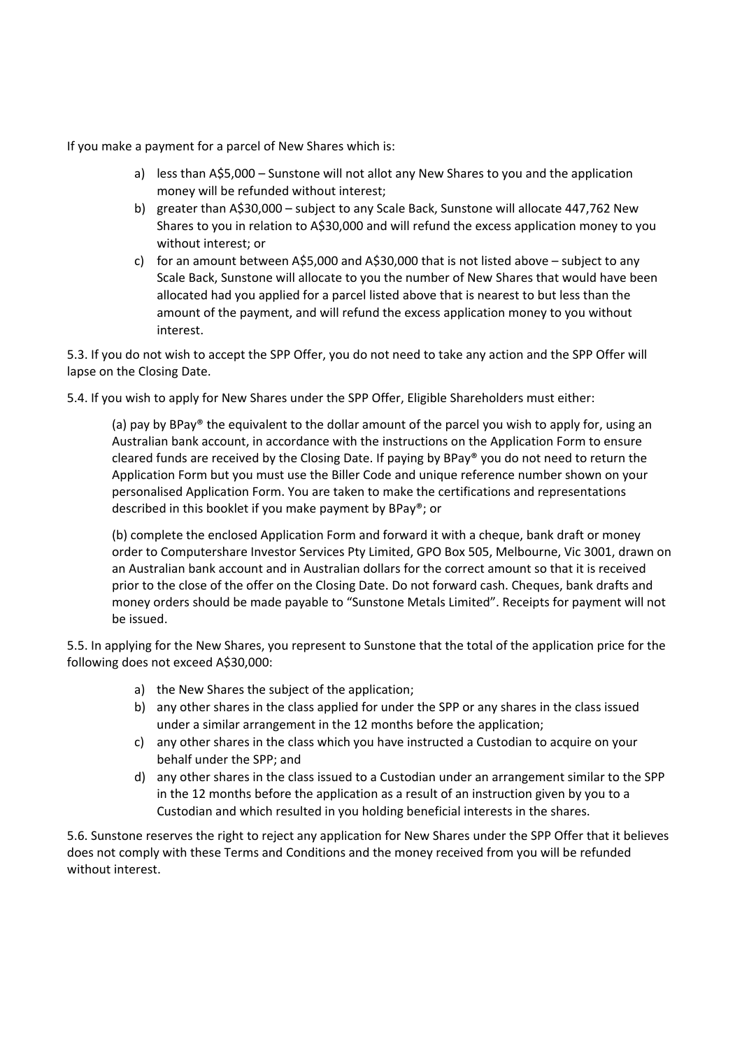If you make a payment for a parcel of New Shares which is:

a) less than A$5,000 – Sunstone will not allot any New Shares to you and the application money will be refunded without interest;
b) greater than A$30,000 – subject to any Scale Back, Sunstone will allocate 447,762 New Shares to you in relation to A$30,000 and will refund the excess application money to you without interest; or
c) for an amount between A$5,000 and A$30,000 that is not listed above – subject to any Scale Back, Sunstone will allocate to you the number of New Shares that would have been allocated had you applied for a parcel listed above that is nearest to but less than the amount of the payment, and will refund the excess application money to you without interest.

5.3. If you do not wish to accept the SPP Offer, you do not need to take any action and the SPP Offer will lapse on the Closing Date.

5.4. If you wish to apply for New Shares under the SPP Offer, Eligible Shareholders must either:

(a) pay by BPay® the equivalent to the dollar amount of the parcel you wish to apply for, using an Australian bank account, in accordance with the instructions on the Application Form to ensure cleared funds are received by the Closing Date. If paying by BPay® you do not need to return the Application Form but you must use the Biller Code and unique reference number shown on your personalised Application Form. You are taken to make the certifications and representations described in this booklet if you make payment by BPay®; or

(b) complete the enclosed Application Form and forward it with a cheque, bank draft or money order to Computershare Investor Services Pty Limited, GPO Box 505, Melbourne, Vic 3001, drawn on an Australian bank account and in Australian dollars for the correct amount so that it is received prior to the close of the offer on the Closing Date. Do not forward cash. Cheques, bank drafts and money orders should be made payable to "Sunstone Metals Limited". Receipts for payment will not be issued.

5.5. In applying for the New Shares, you represent to Sunstone that the total of the application price for the following does not exceed A$30,000:

a) the New Shares the subject of the application;
b) any other shares in the class applied for under the SPP or any shares in the class issued under a similar arrangement in the 12 months before the application;
c) any other shares in the class which you have instructed a Custodian to acquire on your behalf under the SPP; and
d) any other shares in the class issued to a Custodian under an arrangement similar to the SPP in the 12 months before the application as a result of an instruction given by you to a Custodian and which resulted in you holding beneficial interests in the shares.

5.6. Sunstone reserves the right to reject any application for New Shares under the SPP Offer that it believes does not comply with these Terms and Conditions and the money received from you will be refunded without interest.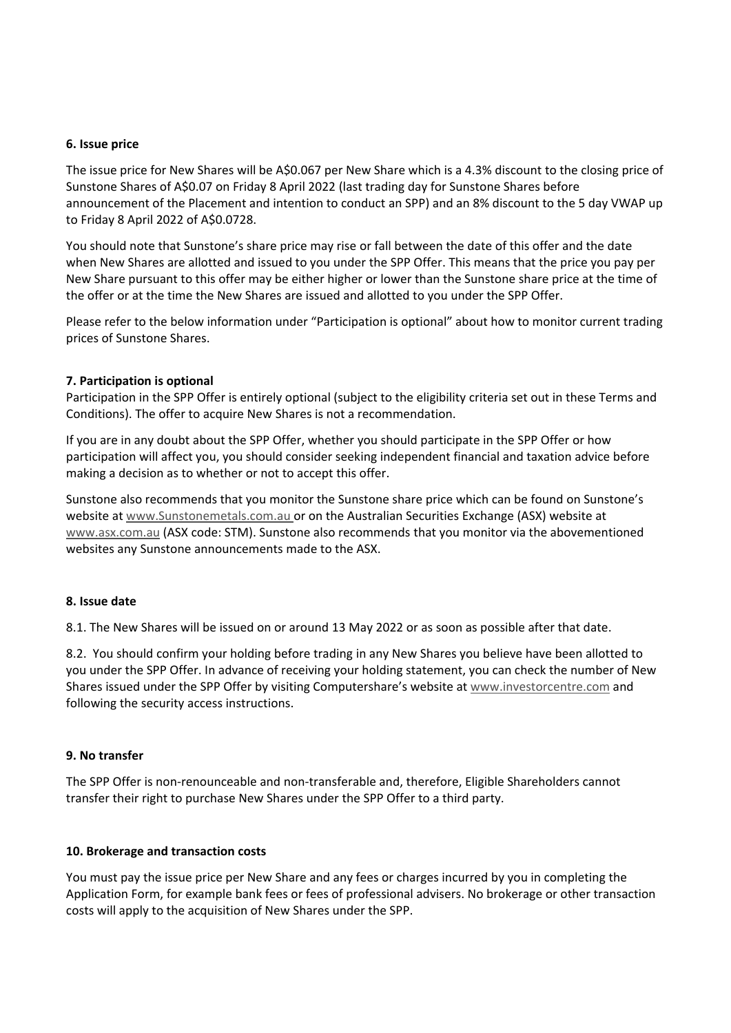**6. Issue price**

The issue price for New Shares will be A$0.067 per New Share which is a 4.3% discount to the closing price of Sunstone Shares of A$0.07 on Friday 8 April 2022 (last trading day for Sunstone Shares before announcement of the Placement and intention to conduct an SPP) and an 8% discount to the 5 day VWAP up to Friday 8 April 2022 of A$0.0728.

You should note that Sunstone's share price may rise or fall between the date of this offer and the date when New Shares are allotted and issued to you under the SPP Offer. This means that the price you pay per New Share pursuant to this offer may be either higher or lower than the Sunstone share price at the time of the offer or at the time the New Shares are issued and allotted to you under the SPP Offer.

Please refer to the below information under "Participation is optional" about how to monitor current trading prices of Sunstone Shares.

**7. Participation is optional**

Participation in the SPP Offer is entirely optional (subject to the eligibility criteria set out in these Terms and Conditions). The offer to acquire New Shares is not a recommendation.

If you are in any doubt about the SPP Offer, whether you should participate in the SPP Offer or how participation will affect you, you should consider seeking independent financial and taxation advice before making a decision as to whether or not to accept this offer.

Sunstone also recommends that you monitor the Sunstone share price which can be found on Sunstone's website at www.Sunstonemetals.com.au or on the Australian Securities Exchange (ASX) website at www.asx.com.au (ASX code: STM). Sunstone also recommends that you monitor via the abovementioned websites any Sunstone announcements made to the ASX.

**8. Issue date**

8.1. The New Shares will be issued on or around 13 May 2022 or as soon as possible after that date.

8.2. You should confirm your holding before trading in any New Shares you believe have been allotted to you under the SPP Offer. In advance of receiving your holding statement, you can check the number of New Shares issued under the SPP Offer by visiting Computershare's website at www.investorcentre.com and following the security access instructions.

**9. No transfer**

The SPP Offer is non-renounceable and non-transferable and, therefore, Eligible Shareholders cannot transfer their right to purchase New Shares under the SPP Offer to a third party.

**10. Brokerage and transaction costs**

You must pay the issue price per New Share and any fees or charges incurred by you in completing the Application Form, for example bank fees or fees of professional advisers. No brokerage or other transaction costs will apply to the acquisition of New Shares under the SPP.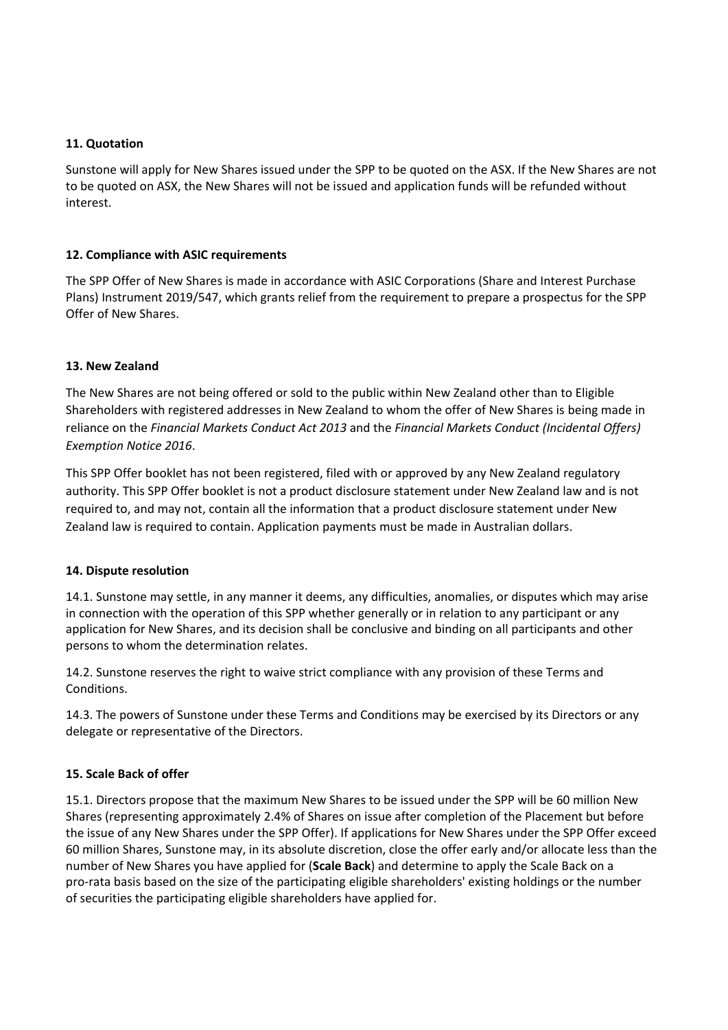### 11. Quotation

Sunstone will apply for New Shares issued under the SPP to be quoted on the ASX. If the New Shares are not to be quoted on ASX, the New Shares will not be issued and application funds will be refunded without interest.

### 12. Compliance with ASIC requirements

The SPP Offer of New Shares is made in accordance with ASIC Corporations (Share and Interest Purchase Plans) Instrument 2019/547, which grants relief from the requirement to prepare a prospectus for the SPP Offer of New Shares.

### 13. New Zealand

The New Shares are not being offered or sold to the public within New Zealand other than to Eligible Shareholders with registered addresses in New Zealand to whom the offer of New Shares is being made in reliance on the *Financial Markets Conduct Act 2013* and the *Financial Markets Conduct (Incidental Offers) Exemption Notice 2016*.

This SPP Offer booklet has not been registered, filed with or approved by any New Zealand regulatory authority. This SPP Offer booklet is not a product disclosure statement under New Zealand law and is not required to, and may not, contain all the information that a product disclosure statement under New Zealand law is required to contain. Application payments must be made in Australian dollars.

### 14. Dispute resolution

14.1. Sunstone may settle, in any manner it deems, any difficulties, anomalies, or disputes which may arise in connection with the operation of this SPP whether generally or in relation to any participant or any application for New Shares, and its decision shall be conclusive and binding on all participants and other persons to whom the determination relates.

14.2. Sunstone reserves the right to waive strict compliance with any provision of these Terms and Conditions.

14.3. The powers of Sunstone under these Terms and Conditions may be exercised by its Directors or any delegate or representative of the Directors.

### 15. Scale Back of offer

15.1. Directors propose that the maximum New Shares to be issued under the SPP will be 60 million New Shares (representing approximately 2.4% of Shares on issue after completion of the Placement but before the issue of any New Shares under the SPP Offer). If applications for New Shares under the SPP Offer exceed 60 million Shares, Sunstone may, in its absolute discretion, close the offer early and/or allocate less than the number of New Shares you have applied for (**Scale Back**) and determine to apply the Scale Back on a pro-rata basis based on the size of the participating eligible shareholders' existing holdings or the number of securities the participating eligible shareholders have applied for.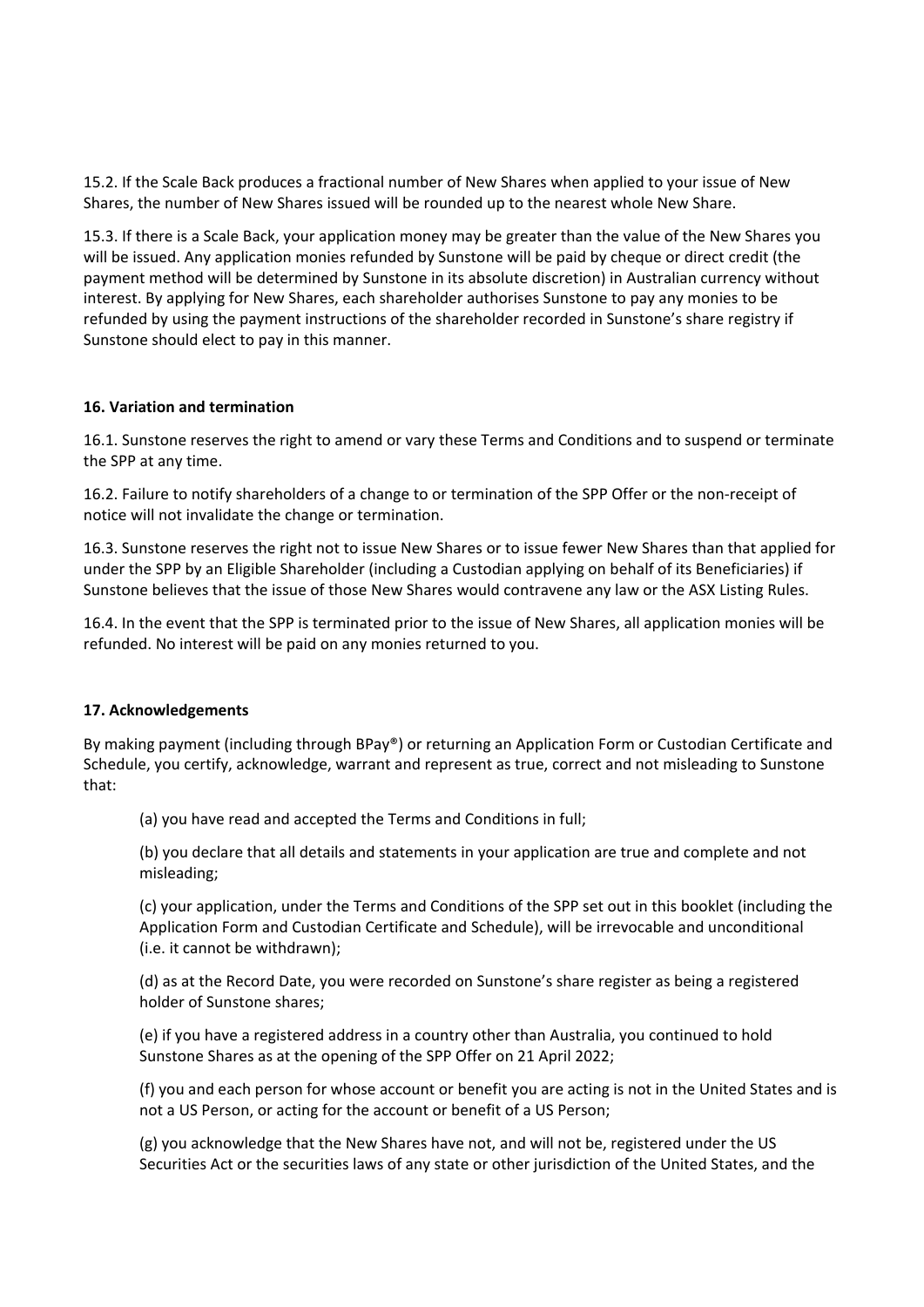15.2. If the Scale Back produces a fractional number of New Shares when applied to your issue of New Shares, the number of New Shares issued will be rounded up to the nearest whole New Share.

15.3. If there is a Scale Back, your application money may be greater than the value of the New Shares you will be issued. Any application monies refunded by Sunstone will be paid by cheque or direct credit (the payment method will be determined by Sunstone in its absolute discretion) in Australian currency without interest. By applying for New Shares, each shareholder authorises Sunstone to pay any monies to be refunded by using the payment instructions of the shareholder recorded in Sunstone's share registry if Sunstone should elect to pay in this manner.

**16. Variation and termination**

16.1. Sunstone reserves the right to amend or vary these Terms and Conditions and to suspend or terminate the SPP at any time.

16.2. Failure to notify shareholders of a change to or termination of the SPP Offer or the non-receipt of notice will not invalidate the change or termination.

16.3. Sunstone reserves the right not to issue New Shares or to issue fewer New Shares than that applied for under the SPP by an Eligible Shareholder (including a Custodian applying on behalf of its Beneficiaries) if Sunstone believes that the issue of those New Shares would contravene any law or the ASX Listing Rules.

16.4. In the event that the SPP is terminated prior to the issue of New Shares, all application monies will be refunded. No interest will be paid on any monies returned to you.

**17. Acknowledgements**

By making payment (including through BPay®) or returning an Application Form or Custodian Certificate and Schedule, you certify, acknowledge, warrant and represent as true, correct and not misleading to Sunstone that:

(a) you have read and accepted the Terms and Conditions in full;

(b) you declare that all details and statements in your application are true and complete and not misleading;

(c) your application, under the Terms and Conditions of the SPP set out in this booklet (including the Application Form and Custodian Certificate and Schedule), will be irrevocable and unconditional (i.e. it cannot be withdrawn);

(d) as at the Record Date, you were recorded on Sunstone's share register as being a registered holder of Sunstone shares;

(e) if you have a registered address in a country other than Australia, you continued to hold Sunstone Shares as at the opening of the SPP Offer on 21 April 2022;

(f) you and each person for whose account or benefit you are acting is not in the United States and is not a US Person, or acting for the account or benefit of a US Person;

(g) you acknowledge that the New Shares have not, and will not be, registered under the US Securities Act or the securities laws of any state or other jurisdiction of the United States, and the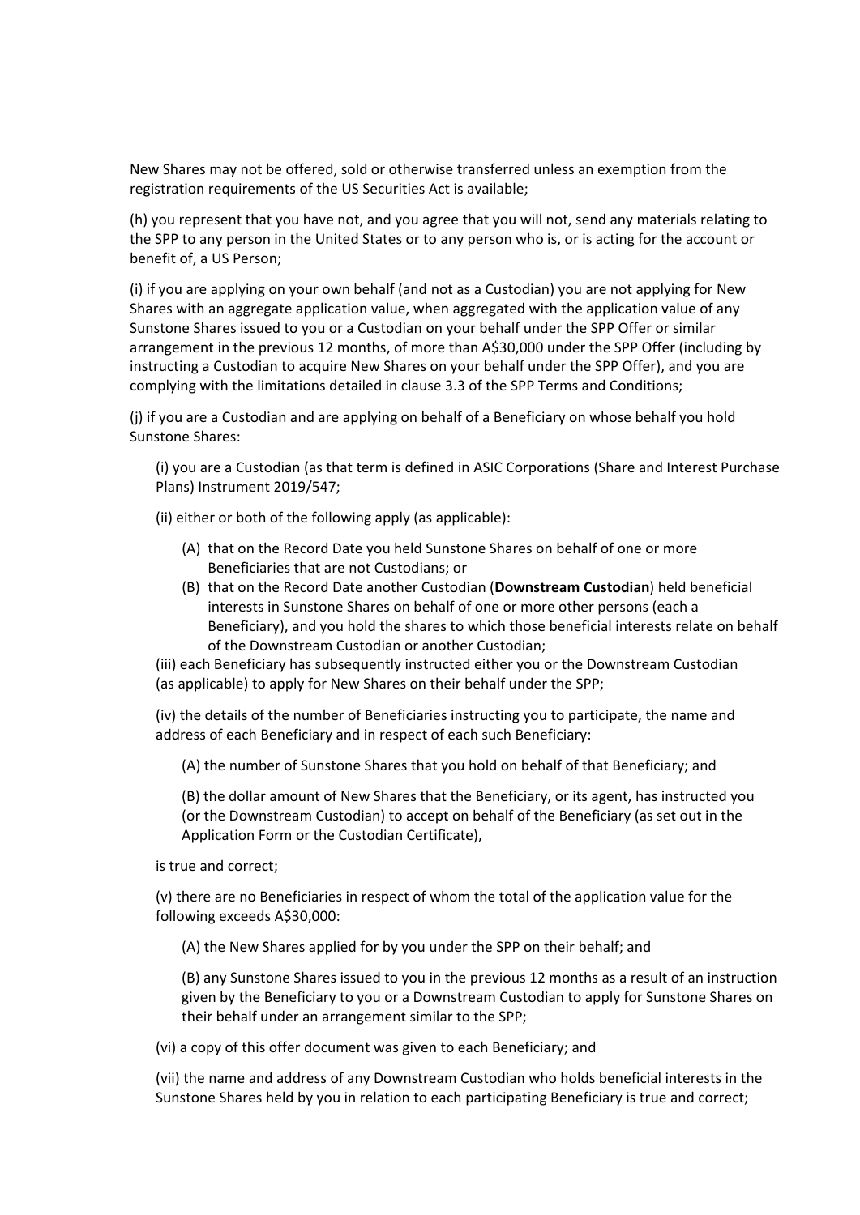New Shares may not be offered, sold or otherwise transferred unless an exemption from the registration requirements of the US Securities Act is available;

(h) you represent that you have not, and you agree that you will not, send any materials relating to the SPP to any person in the United States or to any person who is, or is acting for the account or benefit of, a US Person;

(i) if you are applying on your own behalf (and not as a Custodian) you are not applying for New Shares with an aggregate application value, when aggregated with the application value of any Sunstone Shares issued to you or a Custodian on your behalf under the SPP Offer or similar arrangement in the previous 12 months, of more than A$30,000 under the SPP Offer (including by instructing a Custodian to acquire New Shares on your behalf under the SPP Offer), and you are complying with the limitations detailed in clause 3.3 of the SPP Terms and Conditions;

(j) if you are a Custodian and are applying on behalf of a Beneficiary on whose behalf you hold Sunstone Shares:

> (i) you are a Custodian (as that term is defined in ASIC Corporations (Share and Interest Purchase Plans) Instrument 2019/547;
>
> (ii) either or both of the following apply (as applicable):
>
> > (A) that on the Record Date you held Sunstone Shares on behalf of one or more Beneficiaries that are not Custodians; or
> >
> > (B) that on the Record Date another Custodian (**Downstream Custodian**) held beneficial interests in Sunstone Shares on behalf of one or more other persons (each a Beneficiary), and you hold the shares to which those beneficial interests relate on behalf of the Downstream Custodian or another Custodian;
>
> (iii) each Beneficiary has subsequently instructed either you or the Downstream Custodian (as applicable) to apply for New Shares on their behalf under the SPP;
>
> (iv) the details of the number of Beneficiaries instructing you to participate, the name and address of each Beneficiary and in respect of each such Beneficiary:
>
> > (A) the number of Sunstone Shares that you hold on behalf of that Beneficiary; and
> >
> > (B) the dollar amount of New Shares that the Beneficiary, or its agent, has instructed you (or the Downstream Custodian) to accept on behalf of the Beneficiary (as set out in the Application Form or the Custodian Certificate),
>
> is true and correct;
>
> (v) there are no Beneficiaries in respect of whom the total of the application value for the following exceeds A$30,000:
>
> > (A) the New Shares applied for by you under the SPP on their behalf; and
> >
> > (B) any Sunstone Shares issued to you in the previous 12 months as a result of an instruction given by the Beneficiary to you or a Downstream Custodian to apply for Sunstone Shares on their behalf under an arrangement similar to the SPP;
>
> (vi) a copy of this offer document was given to each Beneficiary; and
>
> (vii) the name and address of any Downstream Custodian who holds beneficial interests in the Sunstone Shares held by you in relation to each participating Beneficiary is true and correct;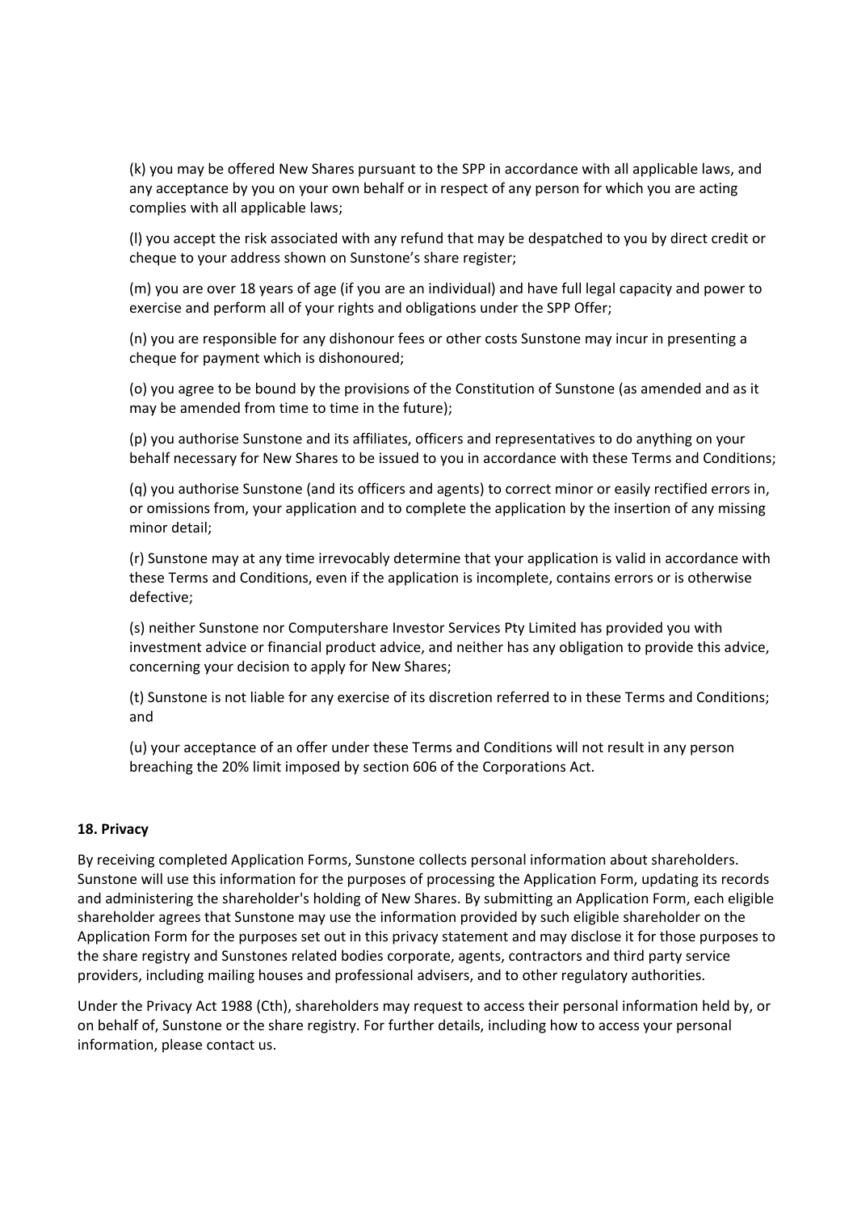(k) you may be offered New Shares pursuant to the SPP in accordance with all applicable laws, and any acceptance by you on your own behalf or in respect of any person for which you are acting complies with all applicable laws;

(l) you accept the risk associated with any refund that may be despatched to you by direct credit or cheque to your address shown on Sunstone's share register;

(m) you are over 18 years of age (if you are an individual) and have full legal capacity and power to exercise and perform all of your rights and obligations under the SPP Offer;

(n) you are responsible for any dishonour fees or other costs Sunstone may incur in presenting a cheque for payment which is dishonoured;

(o) you agree to be bound by the provisions of the Constitution of Sunstone (as amended and as it may be amended from time to time in the future);

(p) you authorise Sunstone and its affiliates, officers and representatives to do anything on your behalf necessary for New Shares to be issued to you in accordance with these Terms and Conditions;

(q) you authorise Sunstone (and its officers and agents) to correct minor or easily rectified errors in, or omissions from, your application and to complete the application by the insertion of any missing minor detail;

(r) Sunstone may at any time irrevocably determine that your application is valid in accordance with these Terms and Conditions, even if the application is incomplete, contains errors or is otherwise defective;

(s) neither Sunstone nor Computershare Investor Services Pty Limited has provided you with investment advice or financial product advice, and neither has any obligation to provide this advice, concerning your decision to apply for New Shares;

(t) Sunstone is not liable for any exercise of its discretion referred to in these Terms and Conditions; and

(u) your acceptance of an offer under these Terms and Conditions will not result in any person breaching the 20% limit imposed by section 606 of the Corporations Act.

**18. Privacy**

By receiving completed Application Forms, Sunstone collects personal information about shareholders. Sunstone will use this information for the purposes of processing the Application Form, updating its records and administering the shareholder's holding of New Shares. By submitting an Application Form, each eligible shareholder agrees that Sunstone may use the information provided by such eligible shareholder on the Application Form for the purposes set out in this privacy statement and may disclose it for those purposes to the share registry and Sunstones related bodies corporate, agents, contractors and third party service providers, including mailing houses and professional advisers, and to other regulatory authorities.

Under the Privacy Act 1988 (Cth), shareholders may request to access their personal information held by, or on behalf of, Sunstone or the share registry. For further details, including how to access your personal information, please contact us.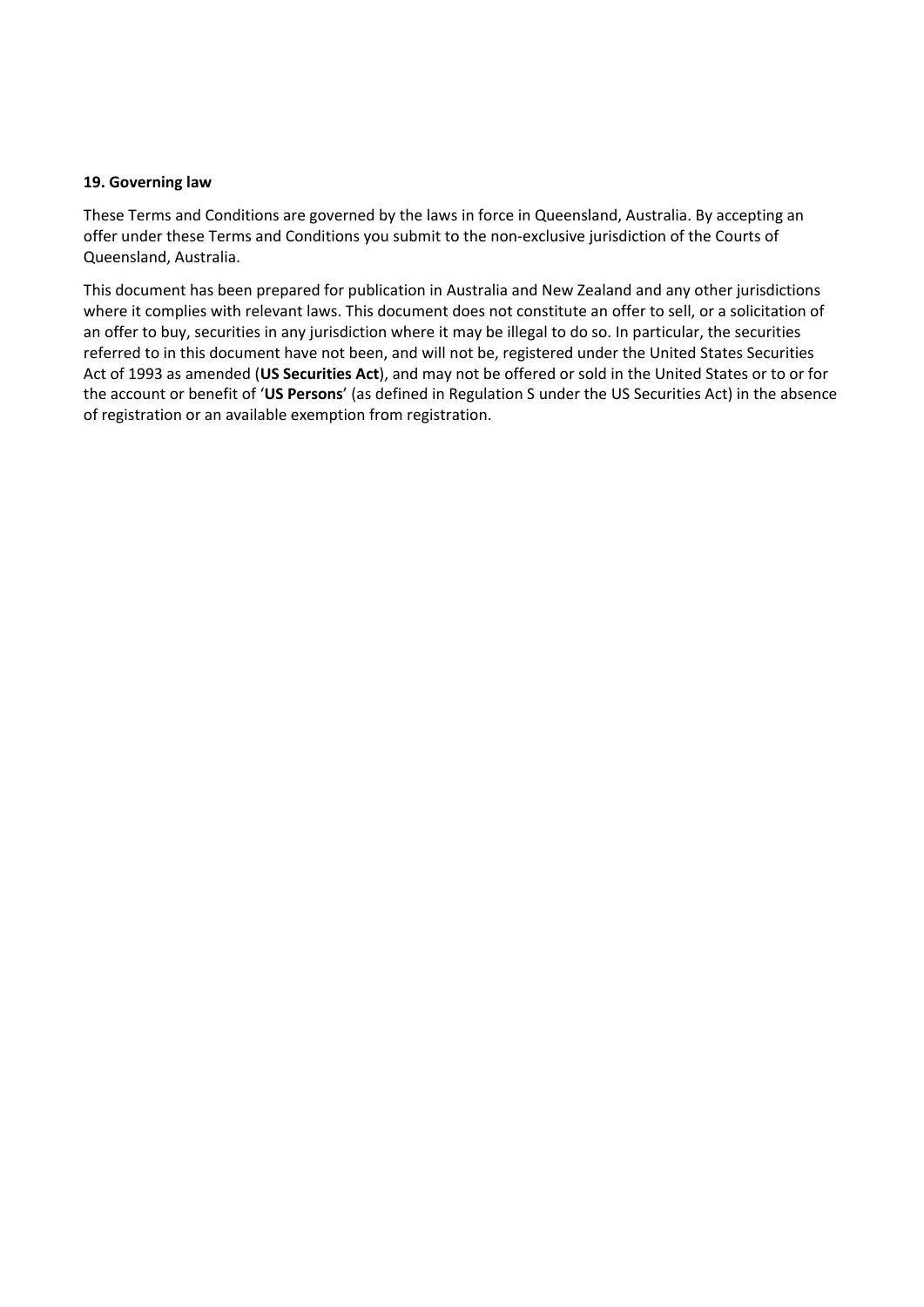**19. Governing law**

These Terms and Conditions are governed by the laws in force in Queensland, Australia. By accepting an offer under these Terms and Conditions you submit to the non-exclusive jurisdiction of the Courts of Queensland, Australia.

This document has been prepared for publication in Australia and New Zealand and any other jurisdictions where it complies with relevant laws. This document does not constitute an offer to sell, or a solicitation of an offer to buy, securities in any jurisdiction where it may be illegal to do so. In particular, the securities referred to in this document have not been, and will not be, registered under the United States Securities Act of 1993 as amended (**US Securities Act**), and may not be offered or sold in the United States or to or for the account or benefit of '**US Persons**' (as defined in Regulation S under the US Securities Act) in the absence of registration or an available exemption from registration.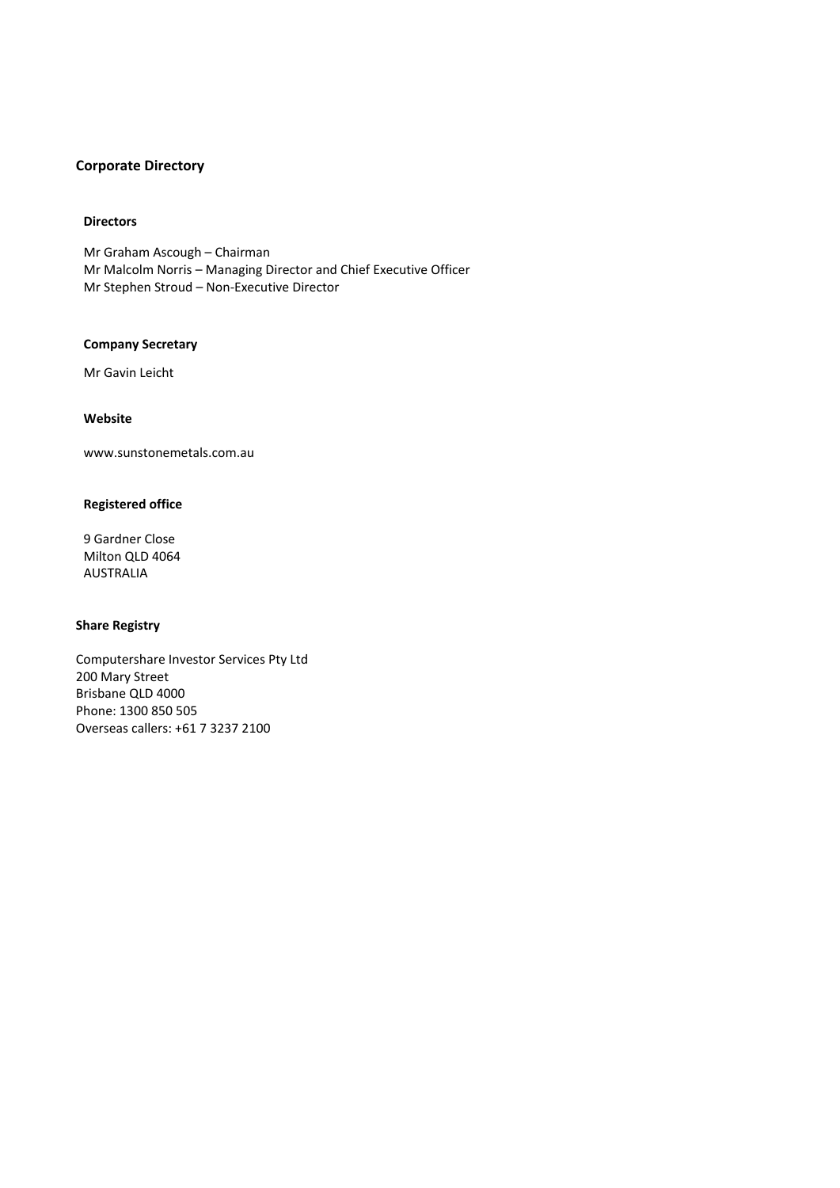## Corporate Directory

### Directors

Mr Graham Ascough – Chairman
Mr Malcolm Norris – Managing Director and Chief Executive Officer
Mr Stephen Stroud – Non-Executive Director

### Company Secretary

Mr Gavin Leicht

### Website

www.sunstonemetals.com.au

### Registered office

9 Gardner Close
Milton QLD 4064
AUSTRALIA

### Share Registry

Computershare Investor Services Pty Ltd
200 Mary Street
Brisbane QLD 4000
Phone: 1300 850 505
Overseas callers: +61 7 3237 2100